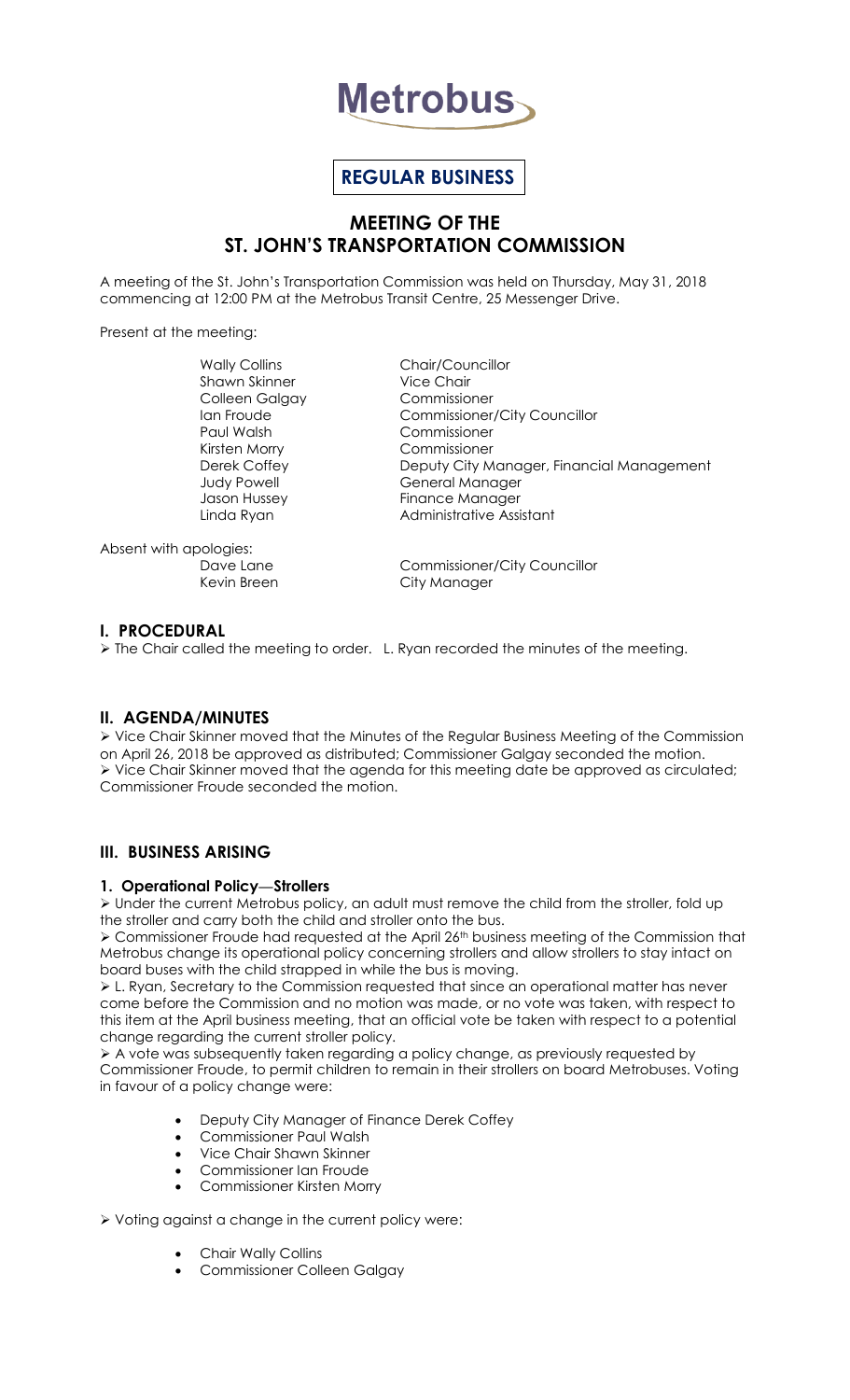# Metrobus

**REGULAR BUSINESS**

## MEETING OF THE ST. JOHN'S TRANSPORTATION COMMISSION

A meeting of the St. John's Transportation Commission was held on Thursday, May 31, 2018 commencing at 12:00 PM at the Metrobus Transit Centre, 25 Messenger Drive.

Present at the meeting:

| | |
|---|---|
| Wally Collins | Chair/Councillor |
| Shawn Skinner | Vice Chair |
| Colleen Galgay | Commissioner |
| Ian Froude | Commissioner/City Councillor |
| Paul Walsh | Commissioner |
| Kirsten Morry | Commissioner |
| Derek Coffey | Deputy City Manager, Financial Management |
| Judy Powell | General Manager |
| Jason Hussey | Finance Manager |
| Linda Ryan | Administrative Assistant |

Absent with apologies:

| | |
|---|---|
| Dave Lane | Commissioner/City Councillor |
| Kevin Breen | City Manager |

### I. PROCEDURAL

➢ The Chair called the meeting to order. L. Ryan recorded the minutes of the meeting.

### II. AGENDA/MINUTES

➢ Vice Chair Skinner moved that the Minutes of the Regular Business Meeting of the Commission on April 26, 2018 be approved as distributed; Commissioner Galgay seconded the motion.
➢ Vice Chair Skinner moved that the agenda for this meeting date be approved as circulated; Commissioner Froude seconded the motion.

### III. BUSINESS ARISING

#### 1. Operational Policy—Strollers

➢ Under the current Metrobus policy, an adult must remove the child from the stroller, fold up the stroller and carry both the child and stroller onto the bus.
➢ Commissioner Froude had requested at the April 26th business meeting of the Commission that Metrobus change its operational policy concerning strollers and allow strollers to stay intact on board buses with the child strapped in while the bus is moving.
➢ L. Ryan, Secretary to the Commission requested that since an operational matter has never come before the Commission and no motion was made, or no vote was taken, with respect to this item at the April business meeting, that an official vote be taken with respect to a potential change regarding the current stroller policy.
➢ A vote was subsequently taken regarding a policy change, as previously requested by Commissioner Froude, to permit children to remain in their strollers on board Metrobuses. Voting in favour of a policy change were:

- Deputy City Manager of Finance Derek Coffey
- Commissioner Paul Walsh
- Vice Chair Shawn Skinner
- Commissioner Ian Froude
- Commissioner Kirsten Morry

➢ Voting against a change in the current policy were:

- Chair Wally Collins
- Commissioner Colleen Galgay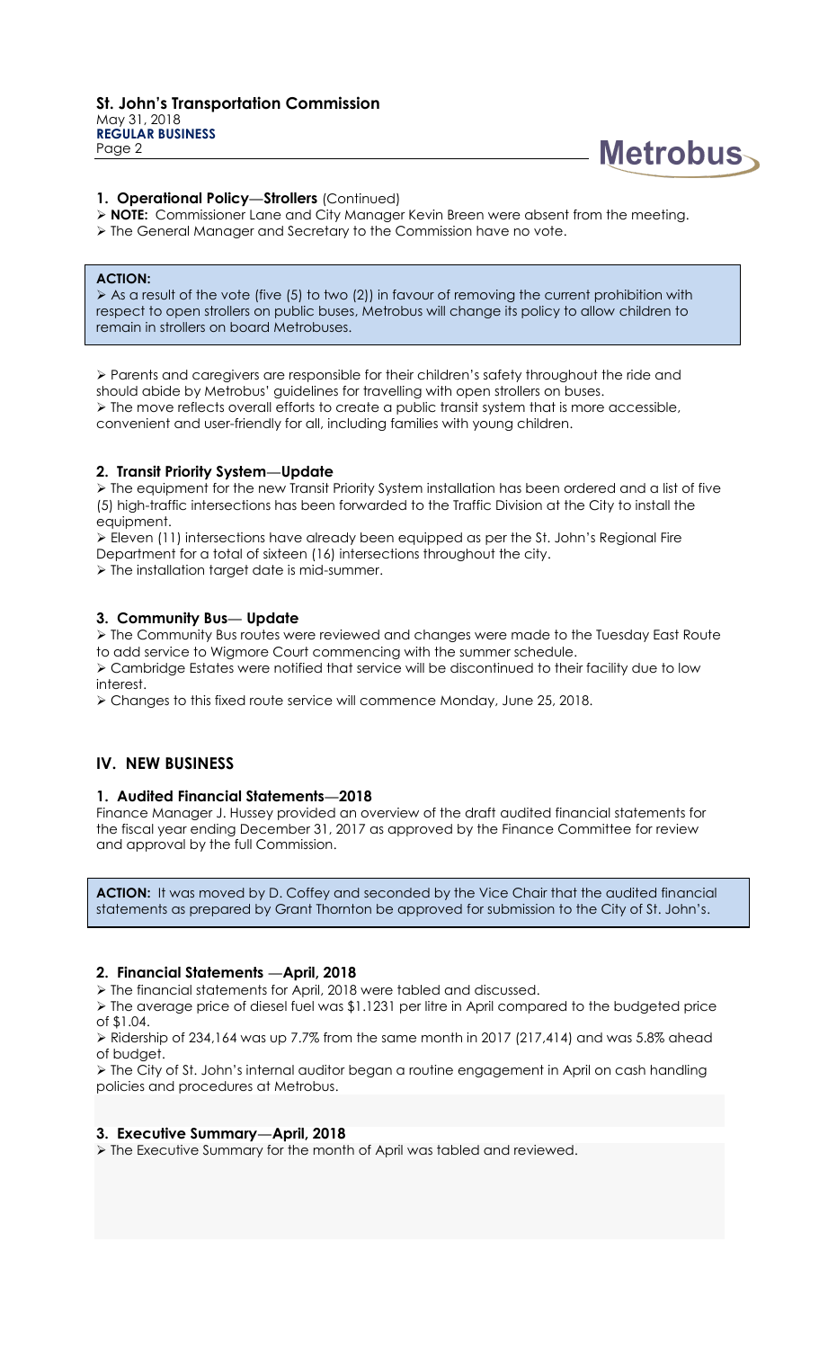### 1. Operational Policy—Strollers (Continued)

- **NOTE:** Commissioner Lane and City Manager Kevin Breen were absent from the meeting.
- The General Manager and Secretary to the Commission have no vote.

**ACTION:**
- As a result of the vote (five (5) to two (2)) in favour of removing the current prohibition with respect to open strollers on public buses, Metrobus will change its policy to allow children to remain in strollers on board Metrobuses.

- Parents and caregivers are responsible for their children's safety throughout the ride and should abide by Metrobus' guidelines for travelling with open strollers on buses.
- The move reflects overall efforts to create a public transit system that is more accessible, convenient and user-friendly for all, including families with young children.

### 2. Transit Priority System—Update

- The equipment for the new Transit Priority System installation has been ordered and a list of five (5) high-traffic intersections has been forwarded to the Traffic Division at the City to install the equipment.
- Eleven (11) intersections have already been equipped as per the St. John's Regional Fire Department for a total of sixteen (16) intersections throughout the city.
- The installation target date is mid-summer.

### 3. Community Bus— Update

- The Community Bus routes were reviewed and changes were made to the Tuesday East Route to add service to Wigmore Court commencing with the summer schedule.
- Cambridge Estates were notified that service will be discontinued to their facility due to low interest.
- Changes to this fixed route service will commence Monday, June 25, 2018.

## IV. NEW BUSINESS

### 1. Audited Financial Statements—2018

Finance Manager J. Hussey provided an overview of the draft audited financial statements for the fiscal year ending December 31, 2017 as approved by the Finance Committee for review and approval by the full Commission.

**ACTION:** It was moved by D. Coffey and seconded by the Vice Chair that the audited financial statements as prepared by Grant Thornton be approved for submission to the City of St. John's.

### 2. Financial Statements —April, 2018

- The financial statements for April, 2018 were tabled and discussed.
- The average price of diesel fuel was $1.1231 per litre in April compared to the budgeted price of $1.04.
- Ridership of 234,164 was up 7.7% from the same month in 2017 (217,414) and was 5.8% ahead of budget.
- The City of St. John's internal auditor began a routine engagement in April on cash handling policies and procedures at Metrobus.

### 3. Executive Summary—April, 2018

- The Executive Summary for the month of April was tabled and reviewed.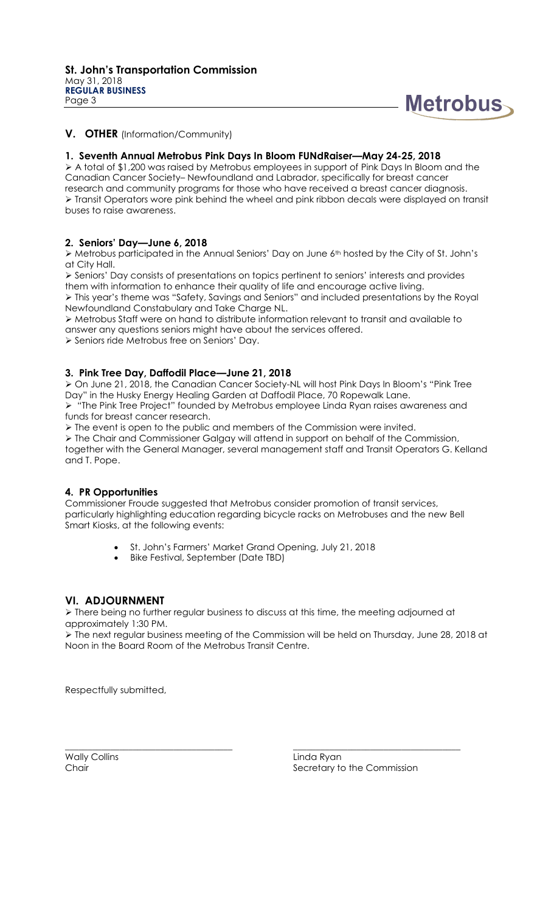## V. OTHER (Information/Community)

### 1. Seventh Annual Metrobus Pink Days In Bloom FUNdRaiser—May 24-25, 2018

- A total of $1,200 was raised by Metrobus employees in support of Pink Days In Bloom and the Canadian Cancer Society– Newfoundland and Labrador, specifically for breast cancer research and community programs for those who have received a breast cancer diagnosis.
- Transit Operators wore pink behind the wheel and pink ribbon decals were displayed on transit buses to raise awareness.

### 2. Seniors' Day—June 6, 2018

- Metrobus participated in the Annual Seniors' Day on June 6th hosted by the City of St. John's at City Hall.
- Seniors' Day consists of presentations on topics pertinent to seniors' interests and provides them with information to enhance their quality of life and encourage active living.
- This year's theme was "Safety, Savings and Seniors" and included presentations by the Royal Newfoundland Constabulary and Take Charge NL.
- Metrobus Staff were on hand to distribute information relevant to transit and available to answer any questions seniors might have about the services offered.
- Seniors ride Metrobus free on Seniors' Day.

### 3. Pink Tree Day, Daffodil Place—June 21, 2018

- On June 21, 2018, the Canadian Cancer Society-NL will host Pink Days In Bloom's "Pink Tree Day" in the Husky Energy Healing Garden at Daffodil Place, 70 Ropewalk Lane.
- "The Pink Tree Project" founded by Metrobus employee Linda Ryan raises awareness and funds for breast cancer research.
- The event is open to the public and members of the Commission were invited.
- The Chair and Commissioner Galgay will attend in support on behalf of the Commission, together with the General Manager, several management staff and Transit Operators G. Kelland and T. Pope.

### 4. PR Opportunities

Commissioner Froude suggested that Metrobus consider promotion of transit services, particularly highlighting education regarding bicycle racks on Metrobuses and the new Bell Smart Kiosks, at the following events:

- St. John's Farmers' Market Grand Opening, July 21, 2018
- Bike Festival, September (Date TBD)

## VI. ADJOURNMENT

- There being no further regular business to discuss at this time, the meeting adjourned at approximately 1:30 PM.
- The next regular business meeting of the Commission will be held on Thursday, June 28, 2018 at Noon in the Board Room of the Metrobus Transit Centre.

Respectfully submitted,

| | |
|---|---|
| ______________________ | ______________________ |
| Wally Collins | Linda Ryan |
| Chair | Secretary to the Commission |